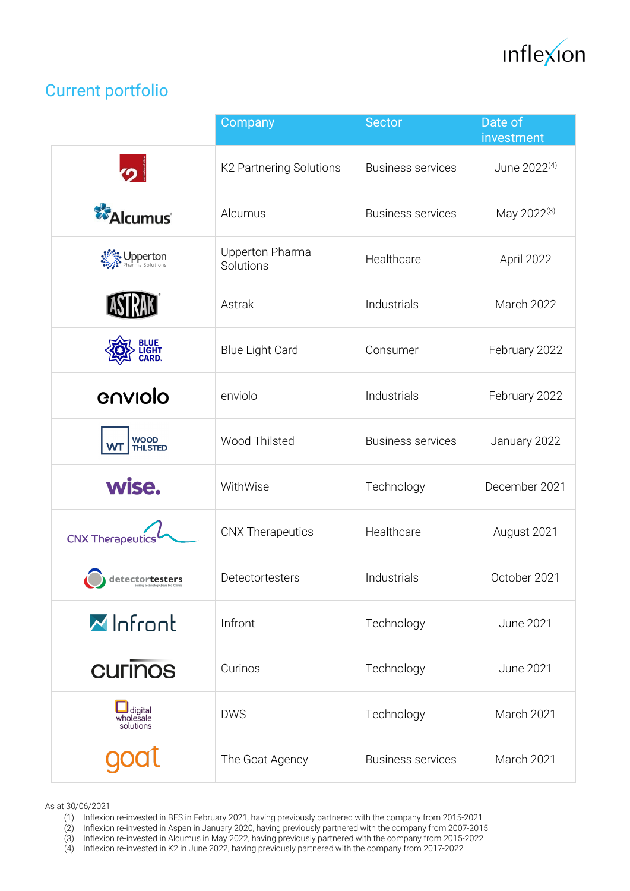## Current portfolio

| | Company | Sector | Date of investment |
|---|---|---|---|
| | K2 Partnering Solutions | Business services | June 2022[4] |
| | Alcumus | Business services | May 2022[3] |
| | Upperton Pharma Solutions | Healthcare | April 2022 |
| | Astrak | Industrials | March 2022 |
| | Blue Light Card | Consumer | February 2022 |
| | enviolo | Industrials | February 2022 |
| | Wood Thilsted | Business services | January 2022 |
| | WithWise | Technology | December 2021 |
| | CNX Therapeutics | Healthcare | August 2021 |
| | Detectortesters | Industrials | October 2021 |
| | Infront | Technology | June 2021 |
| | Curinos | Technology | June 2021 |
| | DWS | Technology | March 2021 |
| | The Goat Agency | Business services | March 2021 |

As at 30/06/2021

1. Inflexion re-invested in BES in February 2021, having previously partnered with the company from 2015-2021
2. Inflexion re-invested in Aspen in January 2020, having previously partnered with the company from 2007-2015
3. Inflexion re-invested in Alcumus in May 2022, having previously partnered with the company from 2015-2022
4. Inflexion re-invested in K2 in June 2022, having previously partnered with the company from 2017-2022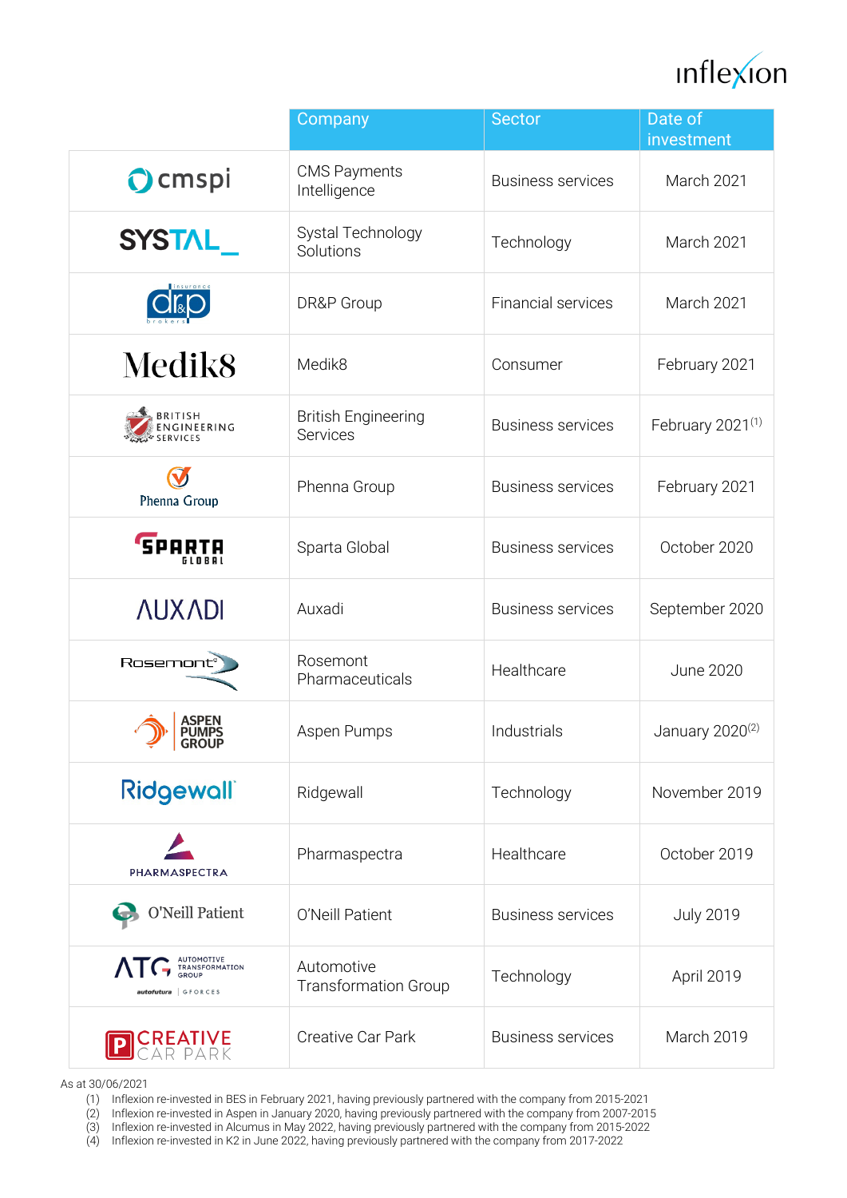| | Company | Sector | Date of investment |
|---|---|---|---|
| | CMS Payments Intelligence | Business services | March 2021 |
| | Systal Technology Solutions | Technology | March 2021 |
| | DR&P Group | Financial services | March 2021 |
| | Medik8 | Consumer | February 2021 |
| | British Engineering Services | Business services | February 2021[1] |
| | Phenna Group | Business services | February 2021 |
| | Sparta Global | Business services | October 2020 |
| | Auxadi | Business services | September 2020 |
| | Rosemont Pharmaceuticals | Healthcare | June 2020 |
| | Aspen Pumps | Industrials | January 2020[2] |
| | Ridgewall | Technology | November 2019 |
| | Pharmaspectra | Healthcare | October 2019 |
| | O'Neill Patient | Business services | July 2019 |
| | Automotive Transformation Group | Technology | April 2019 |
| | Creative Car Park | Business services | March 2019 |

As at 30/06/2021

1. Inflexion re-invested in BES in February 2021, having previously partnered with the company from 2015-2021
2. Inflexion re-invested in Aspen in January 2020, having previously partnered with the company from 2007-2015
3. Inflexion re-invested in Alcumus in May 2022, having previously partnered with the company from 2015-2022
4. Inflexion re-invested in K2 in June 2022, having previously partnered with the company from 2017-2022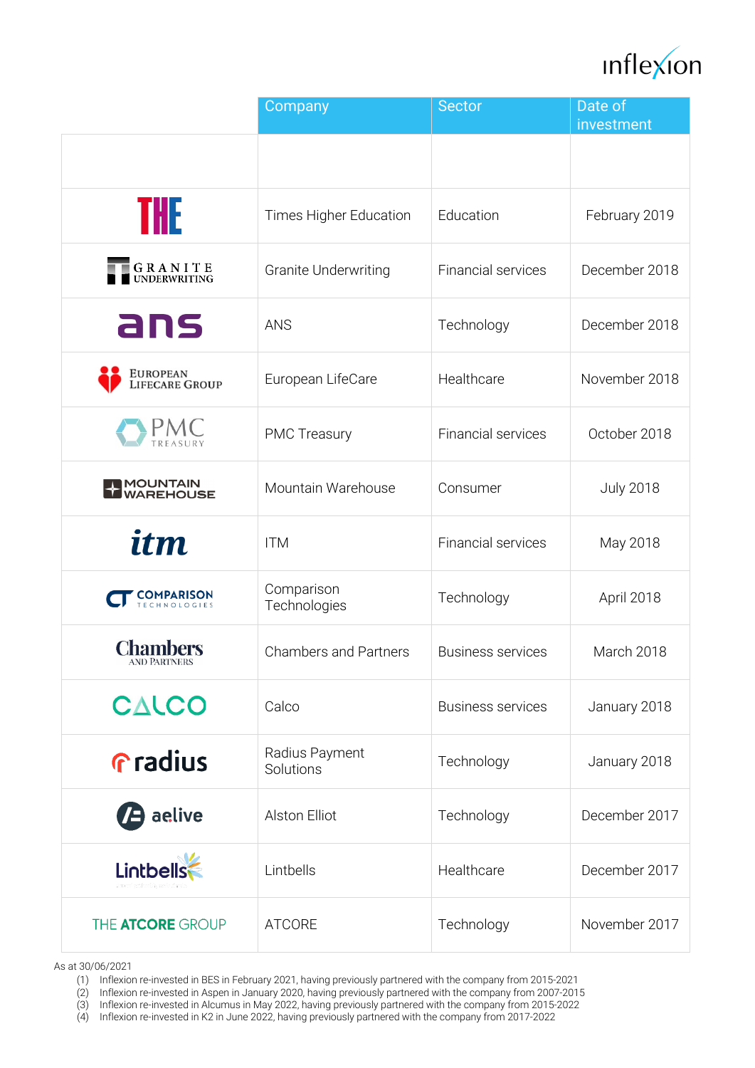| | Company | Sector | Date of investment |
|---|---|---|---|
| | | | |
| THE | Times Higher Education | Education | February 2019 |
| GRANITE UNDERWRITING | Granite Underwriting | Financial services | December 2018 |
| ans | ANS | Technology | December 2018 |
| EUROPEAN LIFECARE GROUP | European LifeCare | Healthcare | November 2018 |
| PMC TREASURY | PMC Treasury | Financial services | October 2018 |
| MOUNTAIN WAREHOUSE | Mountain Warehouse | Consumer | July 2018 |
| itm | ITM | Financial services | May 2018 |
| COMPARISON TECHNOLOGIES | Comparison Technologies | Technology | April 2018 |
| Chambers AND PARTNERS | Chambers and Partners | Business services | March 2018 |
| CALCO | Calco | Business services | January 2018 |
| radius | Radius Payment Solutions | Technology | January 2018 |
| aelive | Alston Elliot | Technology | December 2017 |
| Lintbells | Lintbells | Healthcare | December 2017 |
| THE ATCORE GROUP | ATCORE | Technology | November 2017 |

As at 30/06/2021

(1) Inflexion re-invested in BES in February 2021, having previously partnered with the company from 2015-2021
(2) Inflexion re-invested in Aspen in January 2020, having previously partnered with the company from 2007-2015
(3) Inflexion re-invested in Alcumus in May 2022, having previously partnered with the company from 2015-2022
(4) Inflexion re-invested in K2 in June 2022, having previously partnered with the company from 2017-2022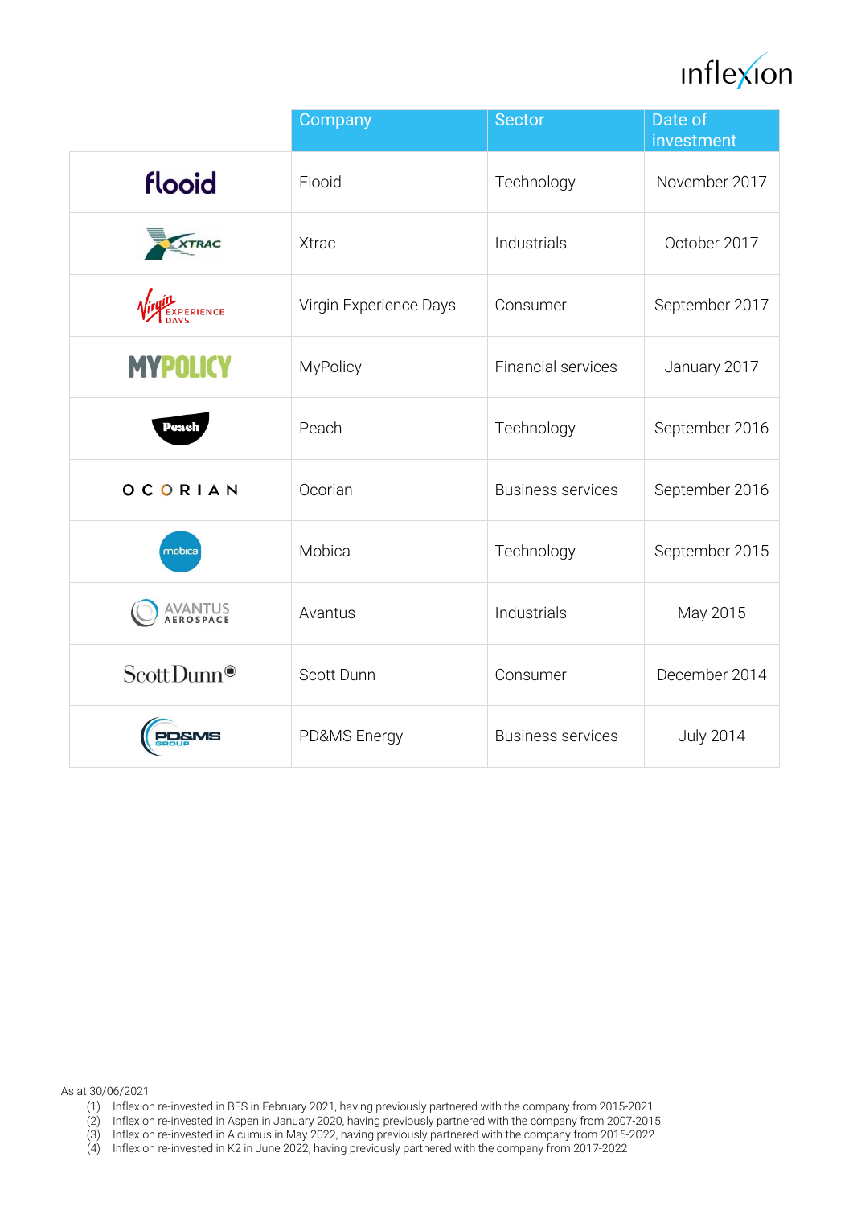| | Company | Sector | Date of investment |
|---|---|---|---|
| flooid | Flooid | Technology | November 2017 |
| XTRAC | Xtrac | Industrials | October 2017 |
| Virgin EXPERIENCE DAYS | Virgin Experience Days | Consumer | September 2017 |
| MYPOLICY | MyPolicy | Financial services | January 2017 |
| Peach | Peach | Technology | September 2016 |
| OCORIAN | Ocorian | Business services | September 2016 |
| mobica | Mobica | Technology | September 2015 |
| AVANTUS AEROSPACE | Avantus | Industrials | May 2015 |
| ScottDunn | Scott Dunn | Consumer | December 2014 |
| PD&MS GROUP | PD&MS Energy | Business services | July 2014 |

As at 30/06/2021

(1) Inflexion re-invested in BES in February 2021, having previously partnered with the company from 2015-2021
(2) Inflexion re-invested in Aspen in January 2020, having previously partnered with the company from 2007-2015
(3) Inflexion re-invested in Alcumus in May 2022, having previously partnered with the company from 2015-2022
(4) Inflexion re-invested in K2 in June 2022, having previously partnered with the company from 2017-2022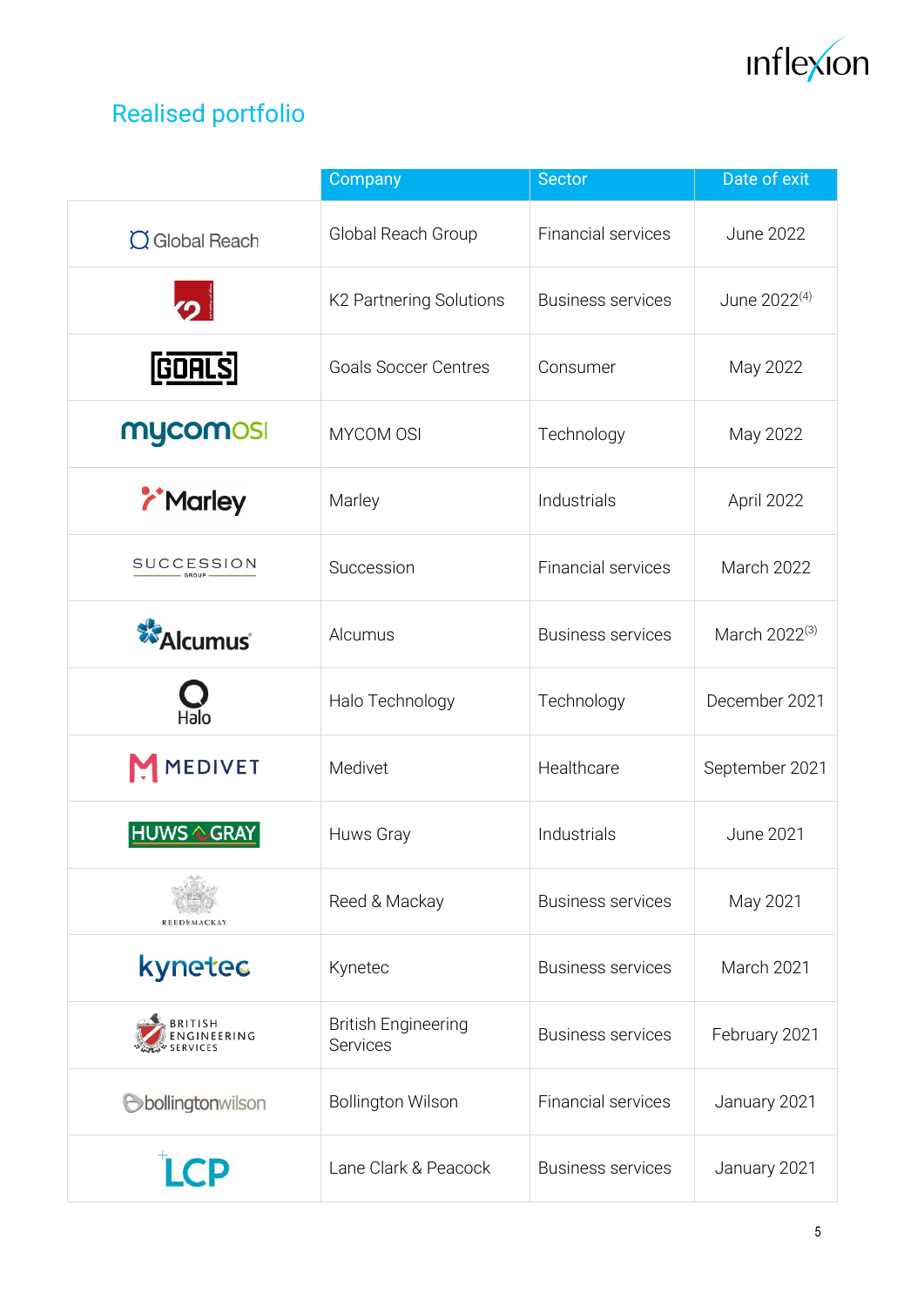## Realised portfolio

| | Company | Sector | Date of exit |
|---|---|---|---|
| Global Reach | Global Reach Group | Financial services | June 2022 |
| | K2 Partnering Solutions | Business services | June 2022[4] |
| GOALS | Goals Soccer Centres | Consumer | May 2022 |
| mycomosi | MYCOM OSI | Technology | May 2022 |
| Marley | Marley | Industrials | April 2022 |
| SUCCESSION GROUP | Succession | Financial services | March 2022 |
| Alcumus | Alcumus | Business services | March 2022[3] |
| Halo | Halo Technology | Technology | December 2021 |
| MEDIVET | Medivet | Healthcare | September 2021 |
| HUWS GRAY | Huws Gray | Industrials | June 2021 |
| REED & MACKAY | Reed & Mackay | Business services | May 2021 |
| kynetec | Kynetec | Business services | March 2021 |
| BRITISH ENGINEERING SERVICES | British Engineering Services | Business services | February 2021 |
| bollingtonwilson | Bollington Wilson | Financial services | January 2021 |
| LCP | Lane Clark & Peacock | Business services | January 2021 |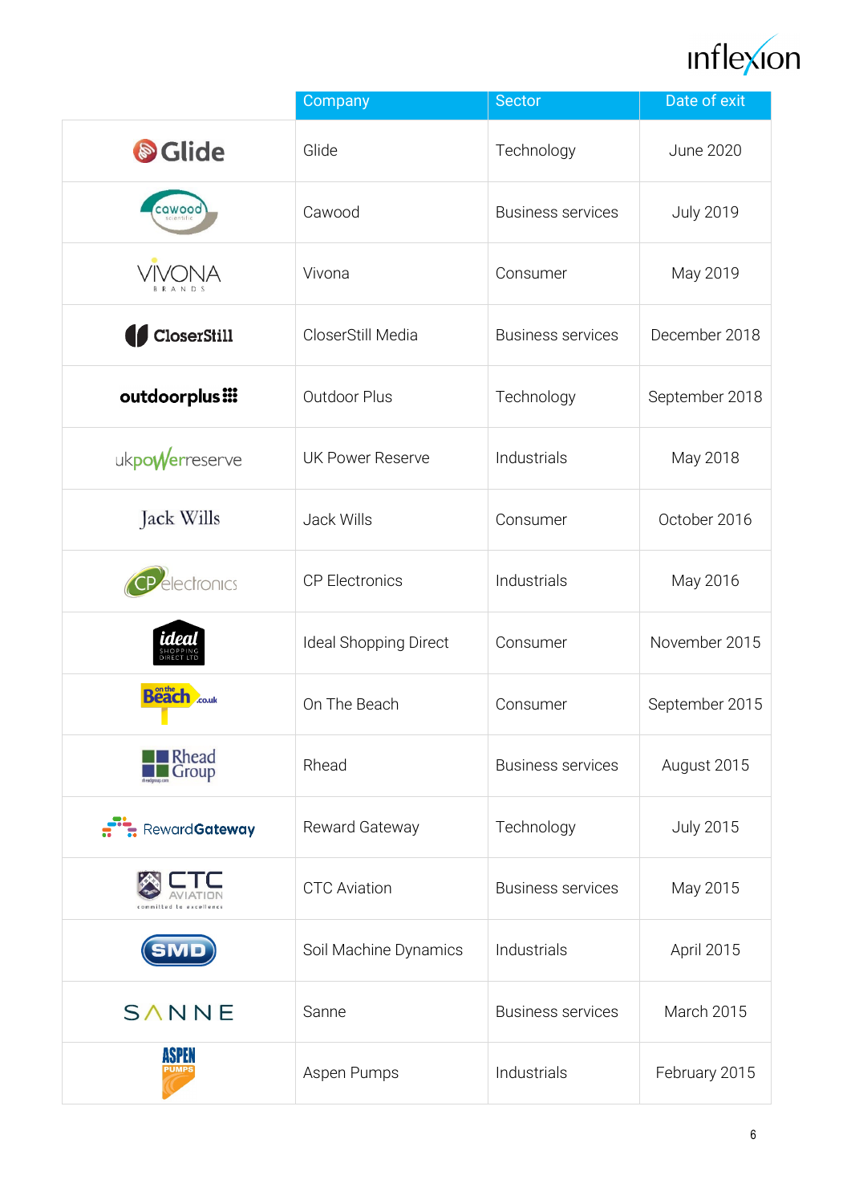| | Company | Sector | Date of exit |
|---|---|---|---|
| Glide | Glide | Technology | June 2020 |
| cawood scientific | Cawood | Business services | July 2019 |
| VIVONA BRANDS | Vivona | Consumer | May 2019 |
| CloserStill | CloserStill Media | Business services | December 2018 |
| outdoorplus | Outdoor Plus | Technology | September 2018 |
| ukpowerreserve | UK Power Reserve | Industrials | May 2018 |
| Jack Wills | Jack Wills | Consumer | October 2016 |
| CP electronics | CP Electronics | Industrials | May 2016 |
| ideal SHOPPING DIRECT LTD | Ideal Shopping Direct | Consumer | November 2015 |
| on the Beach.co.uk | On The Beach | Consumer | September 2015 |
| Rhead Group | Rhead | Business services | August 2015 |
| RewardGateway | Reward Gateway | Technology | July 2015 |
| CTC AVIATION committed to excellence | CTC Aviation | Business services | May 2015 |
| SMD | Soil Machine Dynamics | Industrials | April 2015 |
| SANNE | Sanne | Business services | March 2015 |
| ASPEN PUMPS | Aspen Pumps | Industrials | February 2015 |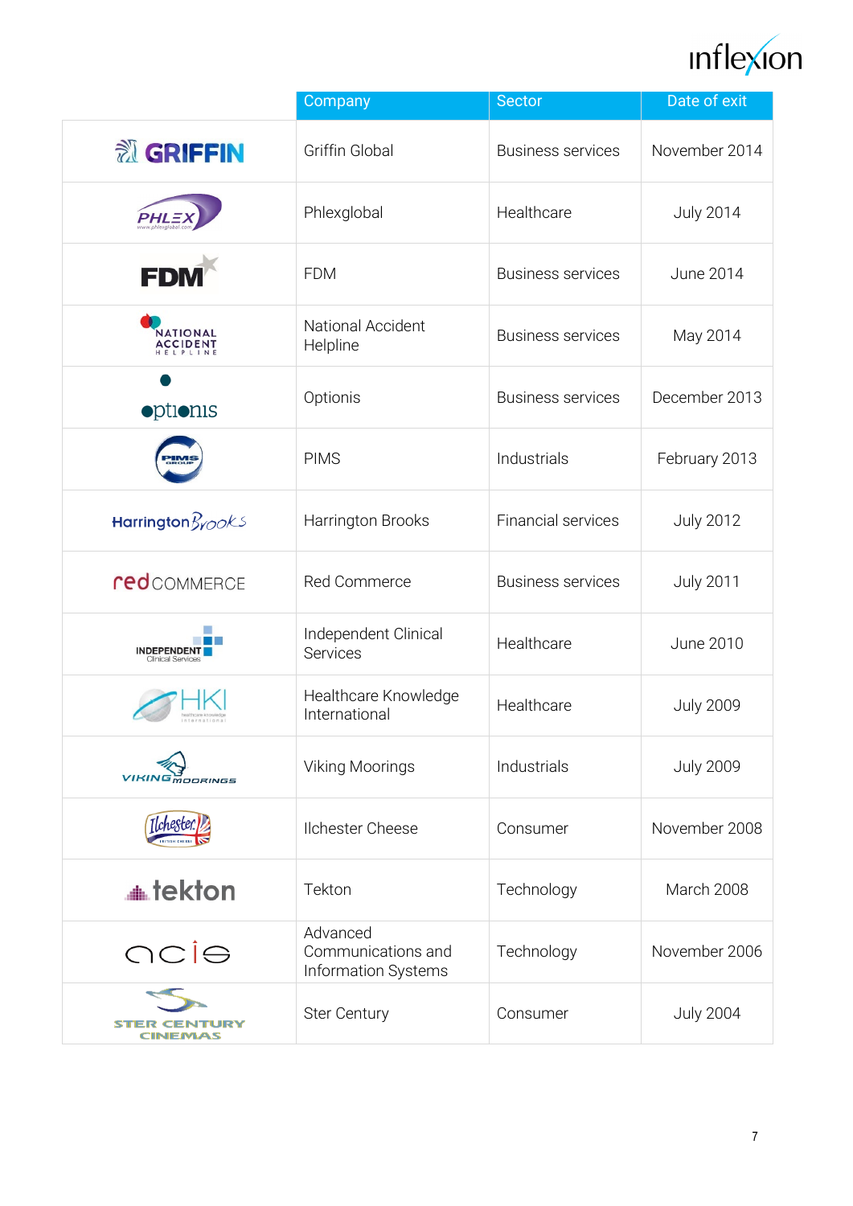| | Company | Sector | Date of exit |
|---|---|---|---|
| GRIFFIN | Griffin Global | Business services | November 2014 |
| PHLEX | Phlexglobal | Healthcare | July 2014 |
| FDM | FDM | Business services | June 2014 |
| NATIONAL ACCIDENT HELPLINE | National Accident Helpline | Business services | May 2014 |
| optionis | Optionis | Business services | December 2013 |
| PIMS GROUP | PIMS | Industrials | February 2013 |
| Harrington Brooks | Harrington Brooks | Financial services | July 2012 |
| redCOMMERCE | Red Commerce | Business services | July 2011 |
| INDEPENDENT Clinical Services | Independent Clinical Services | Healthcare | June 2010 |
| HKI | Healthcare Knowledge International | Healthcare | July 2009 |
| VIKING MOORINGS | Viking Moorings | Industrials | July 2009 |
| Ilchester | Ilchester Cheese | Consumer | November 2008 |
| tekton | Tekton | Technology | March 2008 |
| acis | Advanced Communications and Information Systems | Technology | November 2006 |
| STER CENTURY CINEMAS | Ster Century | Consumer | July 2004 |